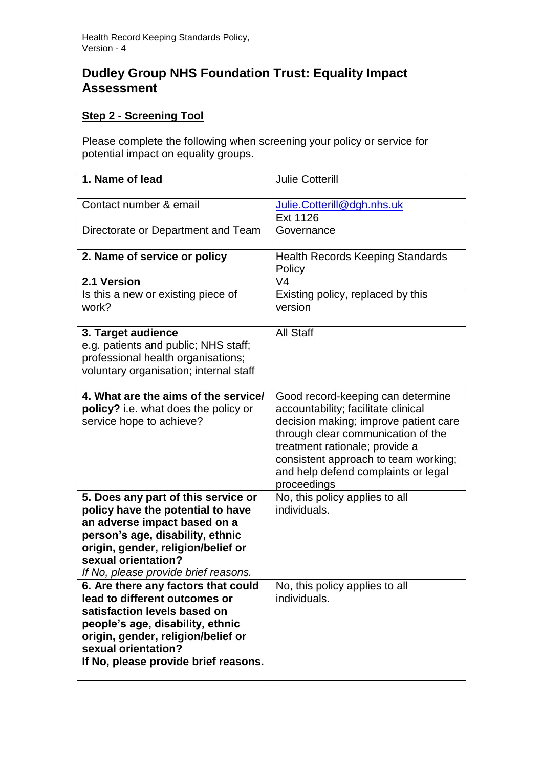# Dudley Group NHS Foundation Trust: Equality Impact Assessment

## Step 2 - Screening Tool

Please complete the following when screening your policy or service for potential impact on equality groups.

| | |
|---|---|
| **1. Name of lead** | Julie Cotterill |
| Contact number & email | Julie.Cotterill@dgh.nhs.uk<br>Ext 1126 |
| Directorate or Department and Team | Governance |
| **2. Name of service or policy**<br><br>**2.1 Version** | Health Records Keeping Standards Policy<br>V4 |
| Is this a new or existing piece of work? | Existing policy, replaced by this version |
| **3. Target audience**<br>e.g. patients and public; NHS staff; professional health organisations; voluntary organisation; internal staff | All Staff |
| **4. What are the aims of the service/ policy?** i.e. what does the policy or service hope to achieve? | Good record-keeping can determine accountability; facilitate clinical decision making; improve patient care through clear communication of the treatment rationale; provide a consistent approach to team working; and help defend complaints or legal proceedings |
| **5. Does any part of this service or policy have the potential to have an adverse impact based on a person's age, disability, ethnic origin, gender, religion/belief or sexual orientation?**<br>*If No, please provide brief reasons.* | No, this policy applies to all individuals. |
| **6. Are there any factors that could lead to different outcomes or satisfaction levels based on people's age, disability, ethnic origin, gender, religion/belief or sexual orientation?**<br>**If No, please provide brief reasons.** | No, this policy applies to all individuals. |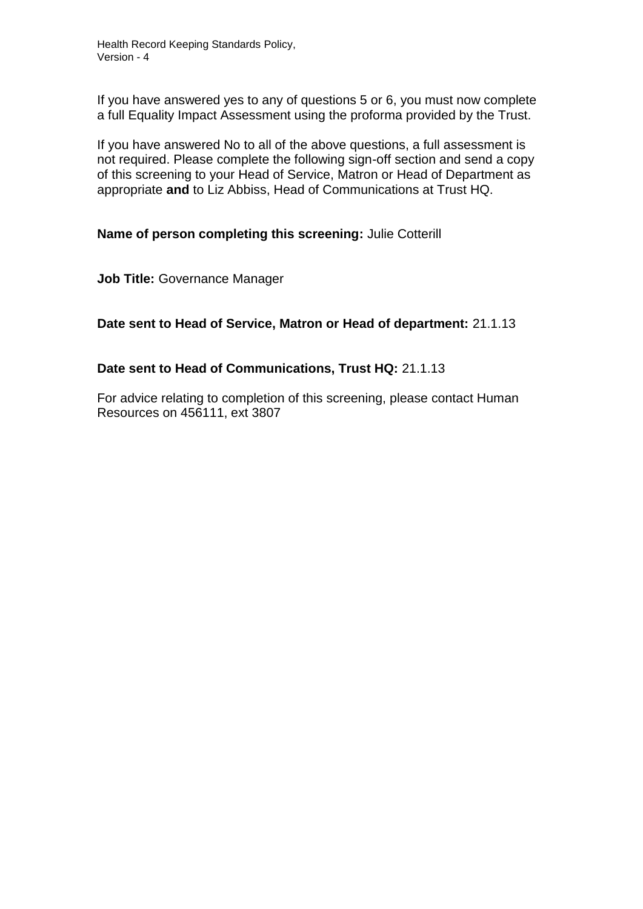If you have answered yes to any of questions 5 or 6, you must now complete a full Equality Impact Assessment using the proforma provided by the Trust.

If you have answered No to all of the above questions, a full assessment is not required. Please complete the following sign-off section and send a copy of this screening to your Head of Service, Matron or Head of Department as appropriate **and** to Liz Abbiss, Head of Communications at Trust HQ.

**Name of person completing this screening:** Julie Cotterill

**Job Title:** Governance Manager

**Date sent to Head of Service, Matron or Head of department:** 21.1.13

**Date sent to Head of Communications, Trust HQ:** 21.1.13

For advice relating to completion of this screening, please contact Human Resources on 456111, ext 3807